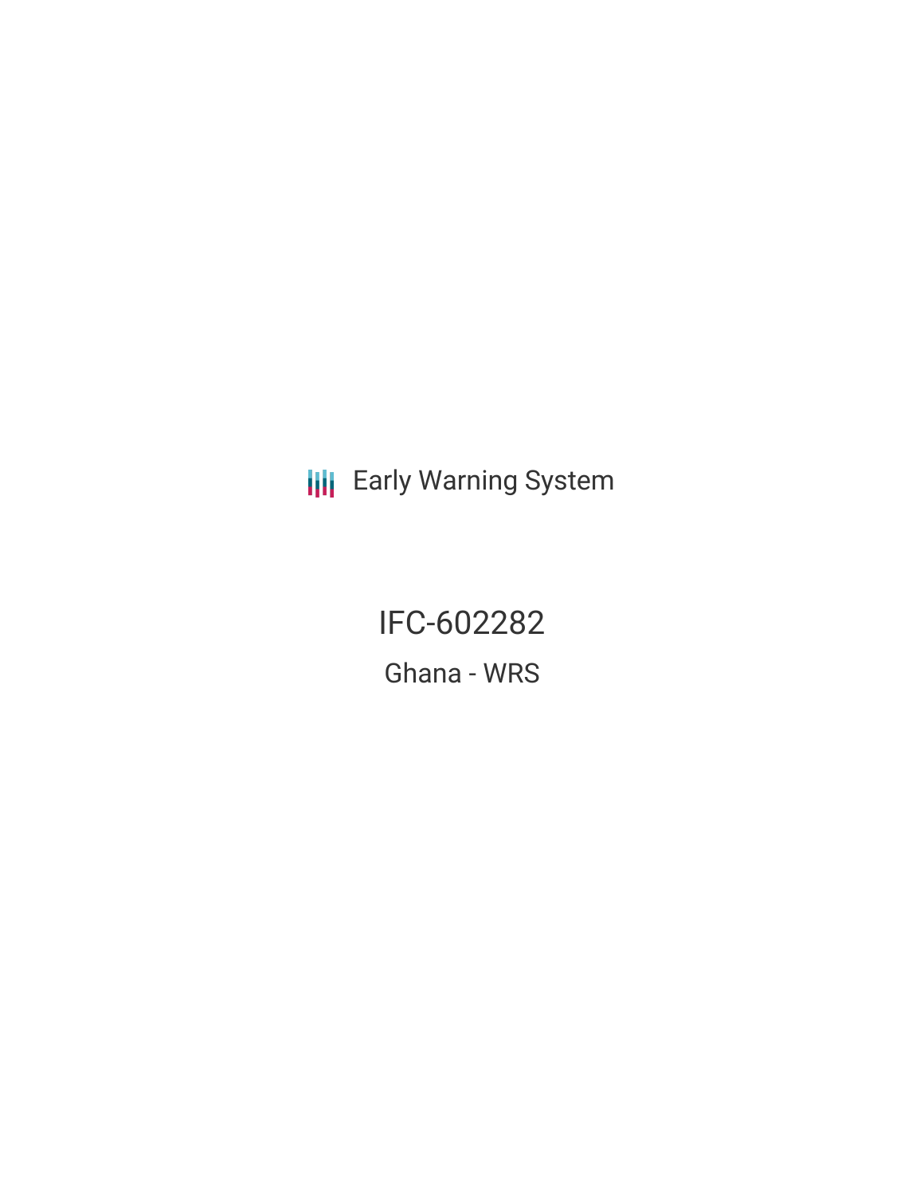Early Warning System

# IFC-602282

## Ghana - WRS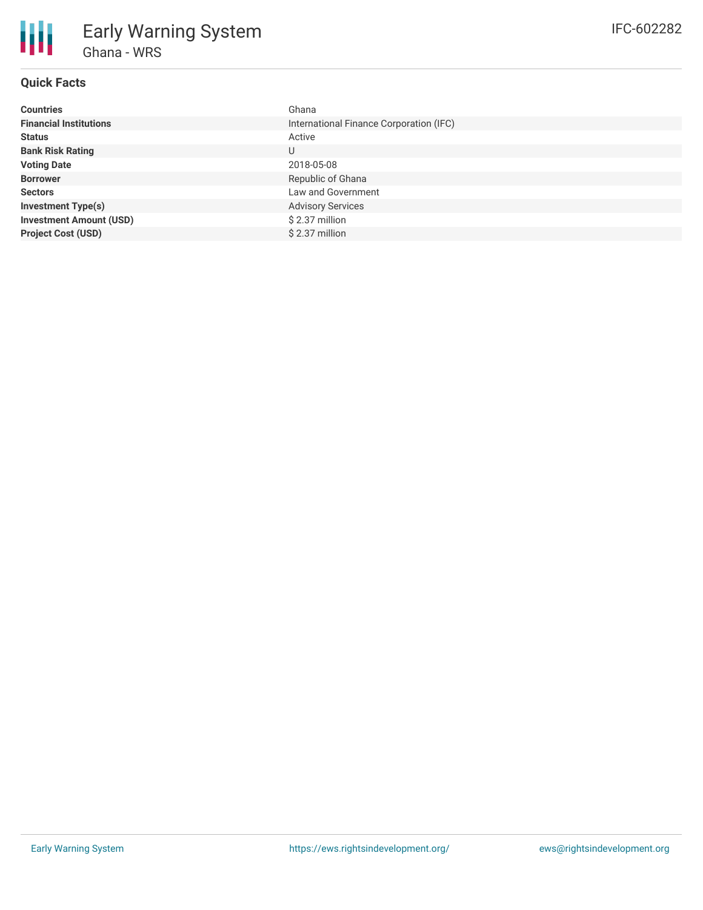# Early Warning System

## Ghana - WRS

IFC-602282

### Quick Facts

| | |
|---|---|
| **Countries** | Ghana |
| **Financial Institutions** | International Finance Corporation (IFC) |
| **Status** | Active |
| **Bank Risk Rating** | U |
| **Voting Date** | 2018-05-08 |
| **Borrower** | Republic of Ghana |
| **Sectors** | Law and Government |
| **Investment Type(s)** | Advisory Services |
| **Investment Amount (USD)** | $ 2.37 million |
| **Project Cost (USD)** | $ 2.37 million |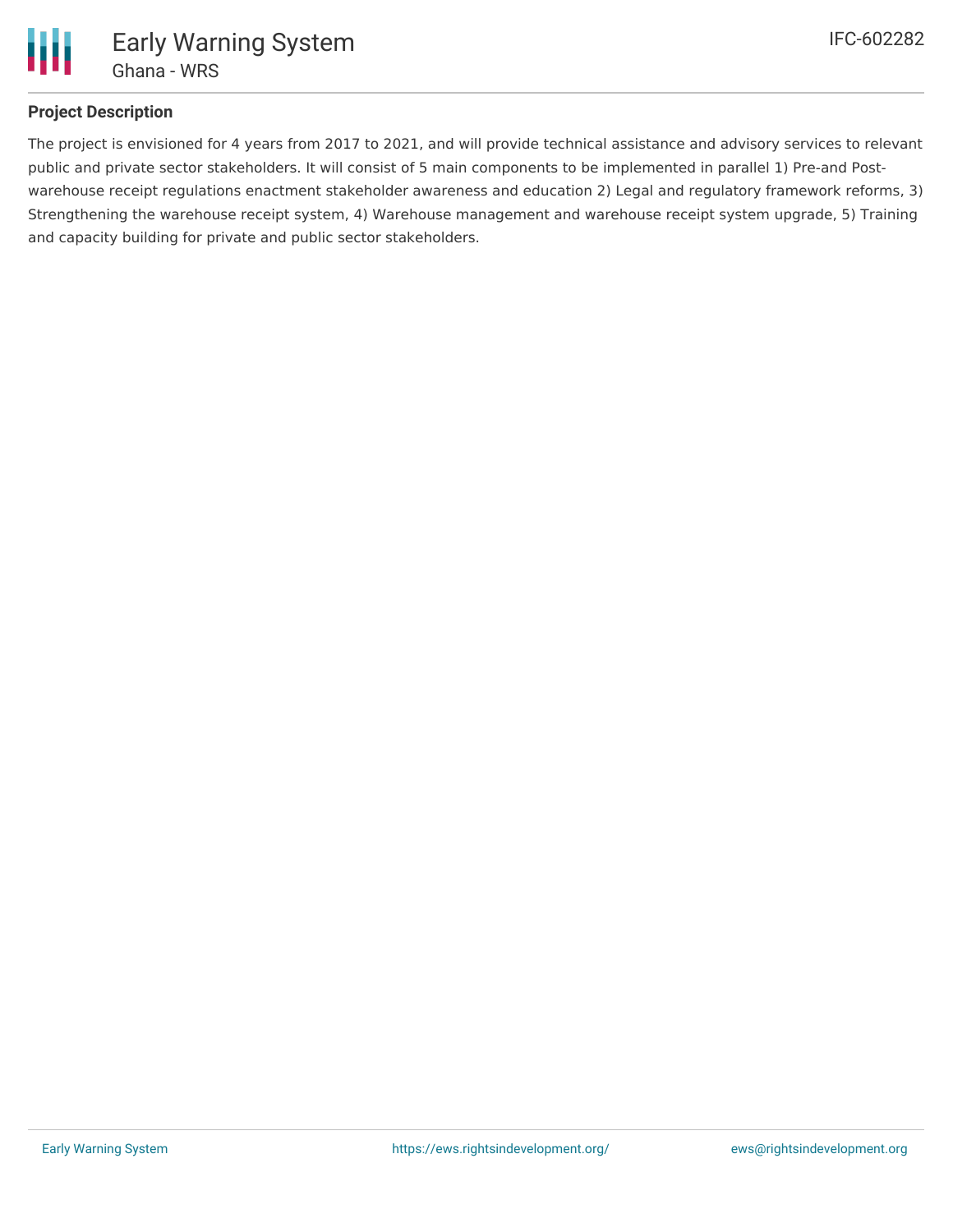## Project Description

The project is envisioned for 4 years from 2017 to 2021, and will provide technical assistance and advisory services to relevant public and private sector stakeholders. It will consist of 5 main components to be implemented in parallel 1) Pre-and Post-warehouse receipt regulations enactment stakeholder awareness and education 2) Legal and regulatory framework reforms, 3) Strengthening the warehouse receipt system, 4) Warehouse management and warehouse receipt system upgrade, 5) Training and capacity building for private and public sector stakeholders.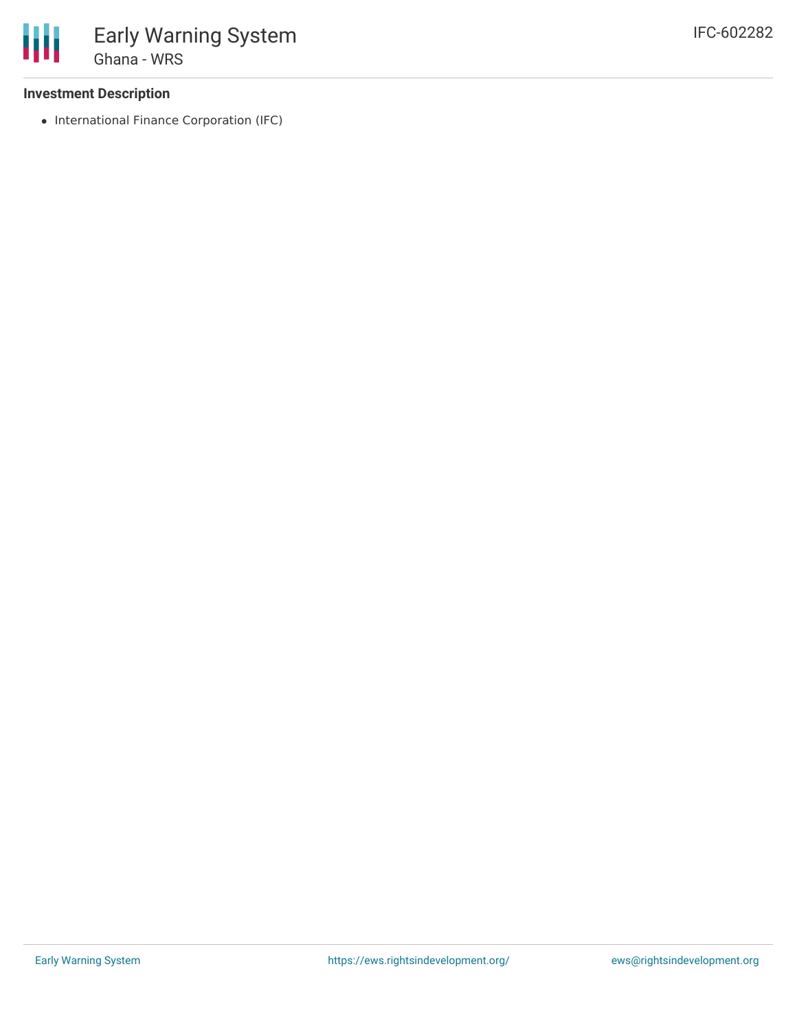**Investment Description**

- International Finance Corporation (IFC)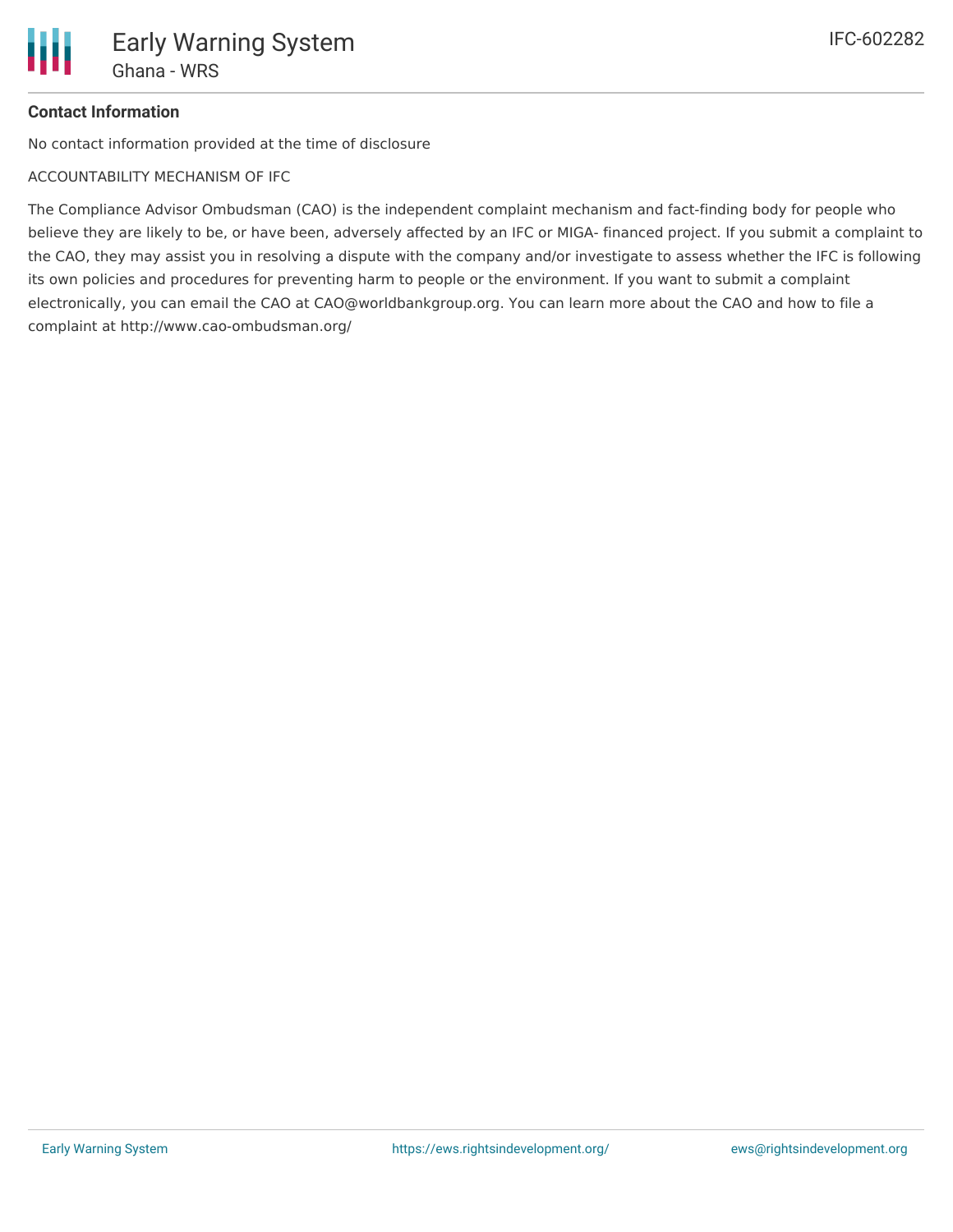**Contact Information**

No contact information provided at the time of disclosure

ACCOUNTABILITY MECHANISM OF IFC

The Compliance Advisor Ombudsman (CAO) is the independent complaint mechanism and fact-finding body for people who believe they are likely to be, or have been, adversely affected by an IFC or MIGA- financed project. If you submit a complaint to the CAO, they may assist you in resolving a dispute with the company and/or investigate to assess whether the IFC is following its own policies and procedures for preventing harm to people or the environment. If you want to submit a complaint electronically, you can email the CAO at CAO@worldbankgroup.org. You can learn more about the CAO and how to file a complaint at http://www.cao-ombudsman.org/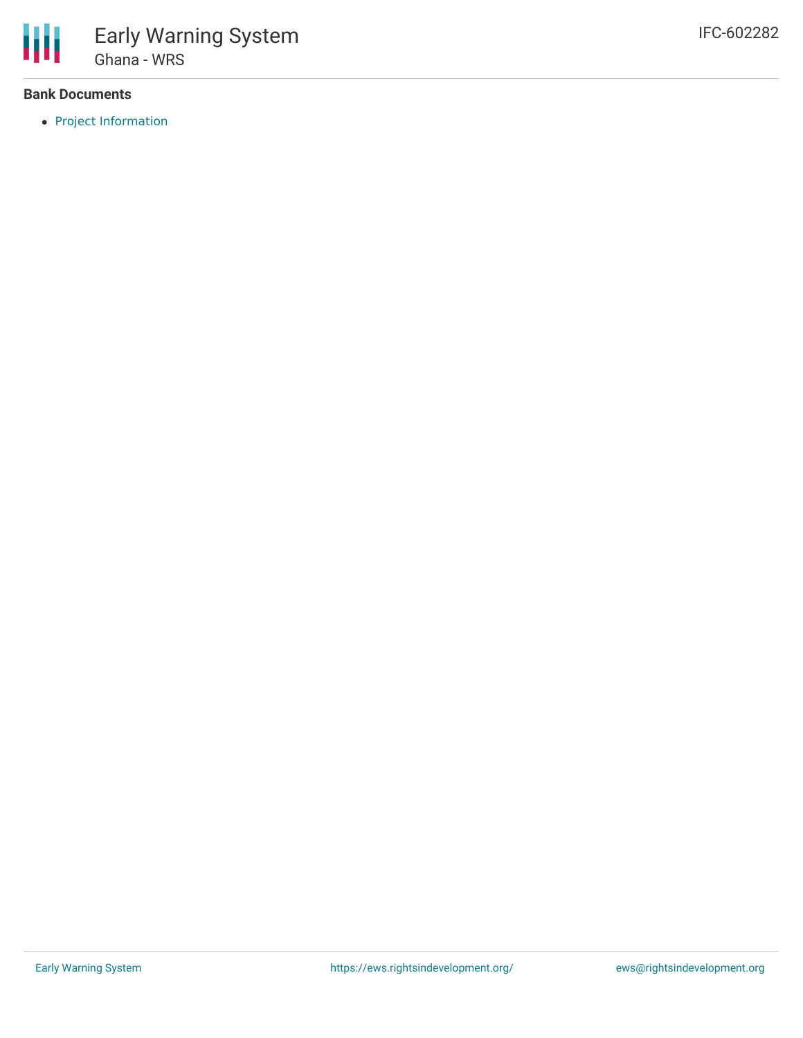**Bank Documents**

- Project Information